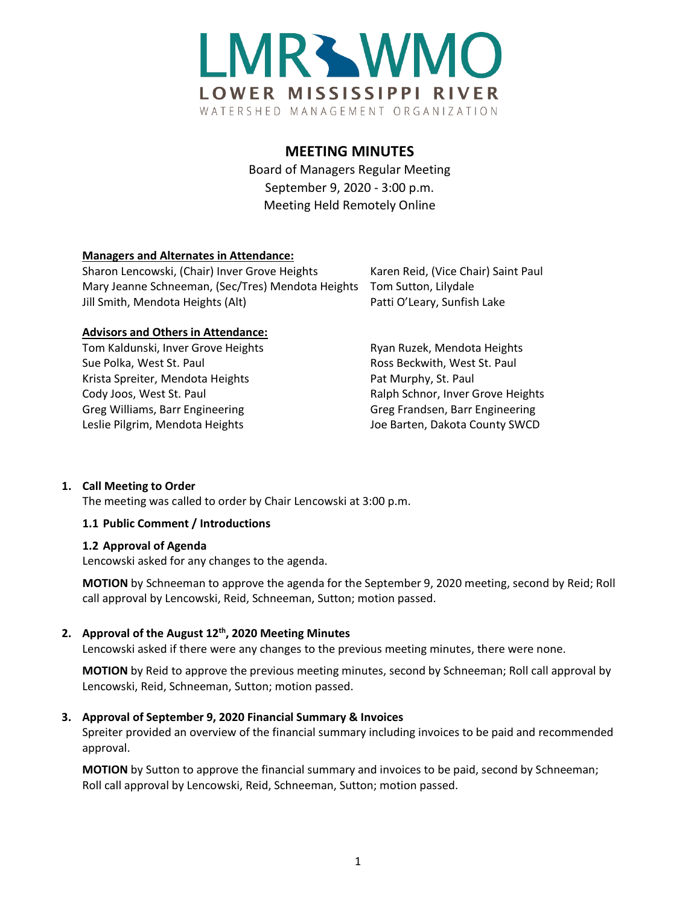LMR WMO
LOWER MISSISSIPPI RIVER
WATERSHED MANAGEMENT ORGANIZATION

# MEETING MINUTES

Board of Managers Regular Meeting
September 9, 2020 - 3:00 p.m.
Meeting Held Remotely Online

**Managers and Alternates in Attendance:**

Sharon Lencowski, (Chair) Inver Grove Heights
Karen Reid, (Vice Chair) Saint Paul
Mary Jeanne Schneeman, (Sec/Tres) Mendota Heights
Tom Sutton, Lilydale
Jill Smith, Mendota Heights (Alt)
Patti O'Leary, Sunfish Lake

**Advisors and Others in Attendance:**

Tom Kaldunski, Inver Grove Heights
Ryan Ruzek, Mendota Heights
Sue Polka, West St. Paul
Ross Beckwith, West St. Paul
Krista Spreiter, Mendota Heights
Pat Murphy, St. Paul
Cody Joos, West St. Paul
Ralph Schnor, Inver Grove Heights
Greg Williams, Barr Engineering
Greg Frandsen, Barr Engineering
Leslie Pilgrim, Mendota Heights
Joe Barten, Dakota County SWCD

## 1. Call Meeting to Order

The meeting was called to order by Chair Lencowski at 3:00 p.m.

### 1.1 Public Comment / Introductions

### 1.2 Approval of Agenda

Lencowski asked for any changes to the agenda.

**MOTION** by Schneeman to approve the agenda for the September 9, 2020 meeting, second by Reid; Roll call approval by Lencowski, Reid, Schneeman, Sutton; motion passed.

## 2. Approval of the August 12th, 2020 Meeting Minutes

Lencowski asked if there were any changes to the previous meeting minutes, there were none.

**MOTION** by Reid to approve the previous meeting minutes, second by Schneeman; Roll call approval by Lencowski, Reid, Schneeman, Sutton; motion passed.

## 3. Approval of September 9, 2020 Financial Summary & Invoices

Spreiter provided an overview of the financial summary including invoices to be paid and recommended approval.

**MOTION** by Sutton to approve the financial summary and invoices to be paid, second by Schneeman; Roll call approval by Lencowski, Reid, Schneeman, Sutton; motion passed.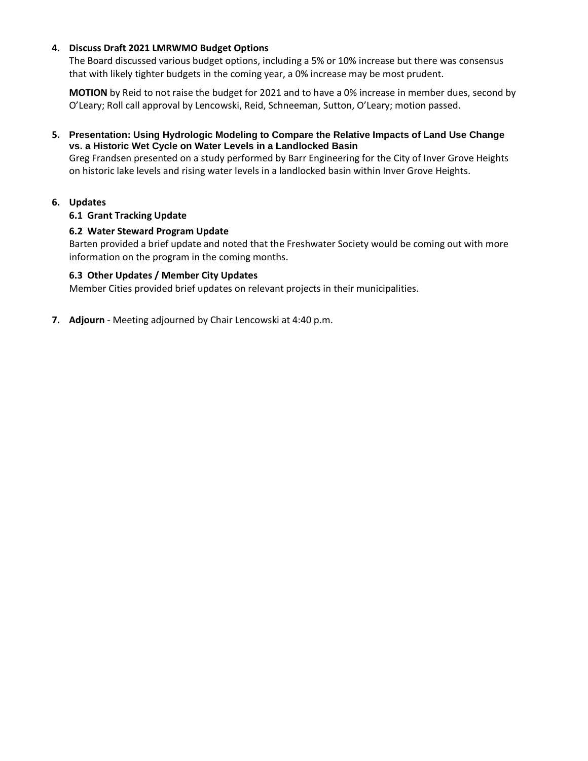**4. Discuss Draft 2021 LMRWMO Budget Options**

The Board discussed various budget options, including a 5% or 10% increase but there was consensus that with likely tighter budgets in the coming year, a 0% increase may be most prudent.

**MOTION** by Reid to not raise the budget for 2021 and to have a 0% increase in member dues, second by O'Leary; Roll call approval by Lencowski, Reid, Schneeman, Sutton, O'Leary; motion passed.

**5. Presentation: Using Hydrologic Modeling to Compare the Relative Impacts of Land Use Change vs. a Historic Wet Cycle on Water Levels in a Landlocked Basin**

Greg Frandsen presented on a study performed by Barr Engineering for the City of Inver Grove Heights on historic lake levels and rising water levels in a landlocked basin within Inver Grove Heights.

**6. Updates**

**6.1 Grant Tracking Update**

**6.2 Water Steward Program Update**

Barten provided a brief update and noted that the Freshwater Society would be coming out with more information on the program in the coming months.

**6.3 Other Updates / Member City Updates**

Member Cities provided brief updates on relevant projects in their municipalities.

**7. Adjourn** - Meeting adjourned by Chair Lencowski at 4:40 p.m.